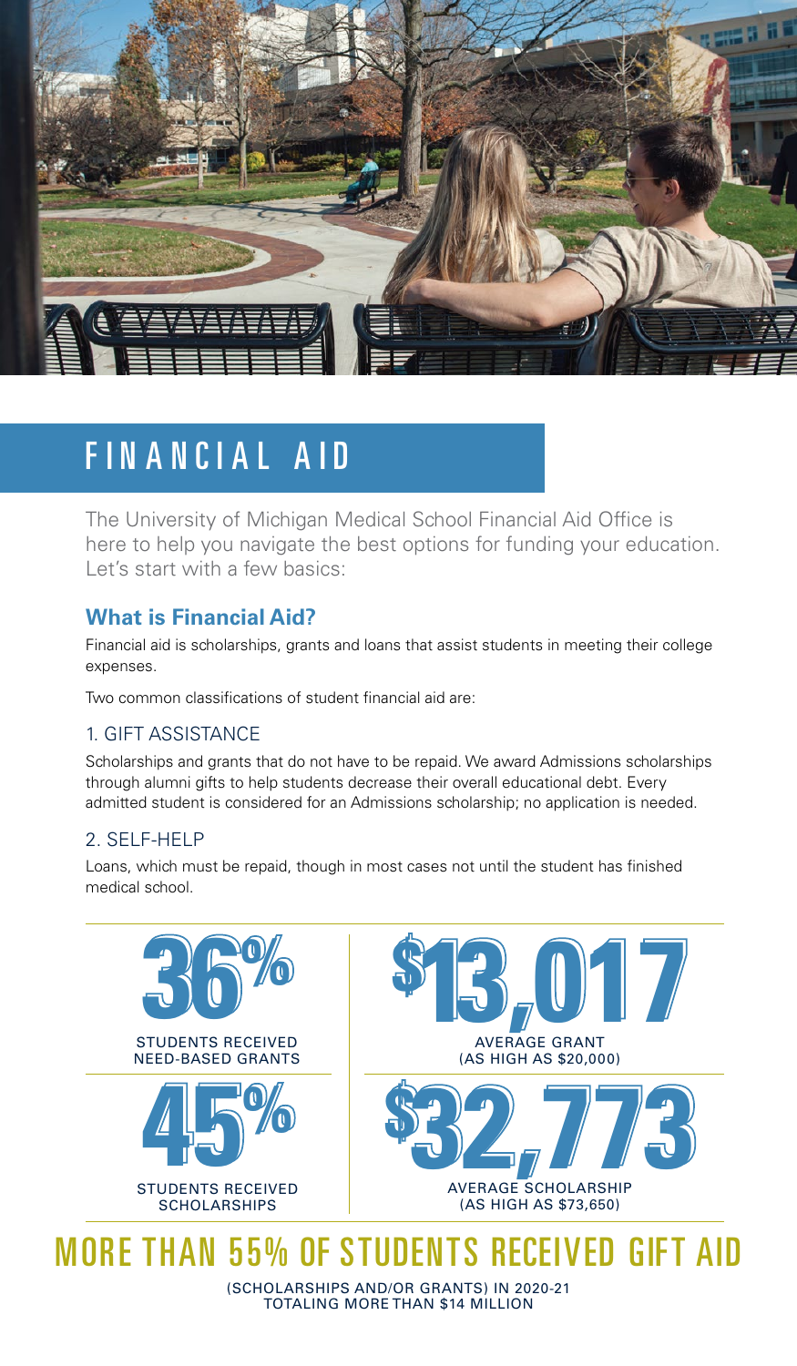# FINANCIAL AID

The University of Michigan Medical School Financial Aid Office is here to help you navigate the best options for funding your education. Let's start with a few basics:

### What is Financial Aid?

Financial aid is scholarships, grants and loans that assist students in meeting their college expenses.

Two common classifications of student financial aid are:

#### 1. GIFT ASSISTANCE

Scholarships and grants that do not have to be repaid. We award Admissions scholarships through alumni gifts to help students decrease their overall educational debt. Every admitted student is considered for an Admissions scholarship; no application is needed.

#### 2. SELF-HELP

Loans, which must be repaid, though in most cases not until the student has finished medical school.

**36%**
STUDENTS RECEIVED NEED-BASED GRANTS

**$13,017**
AVERAGE GRANT (AS HIGH AS $20,000)

**45%**
STUDENTS RECEIVED SCHOLARSHIPS

**$32,773**
AVERAGE SCHOLARSHIP (AS HIGH AS $73,650)

## MORE THAN 55% OF STUDENTS RECEIVED GIFT AID

(SCHOLARSHIPS AND/OR GRANTS) IN 2020-21 TOTALING MORE THAN $14 MILLION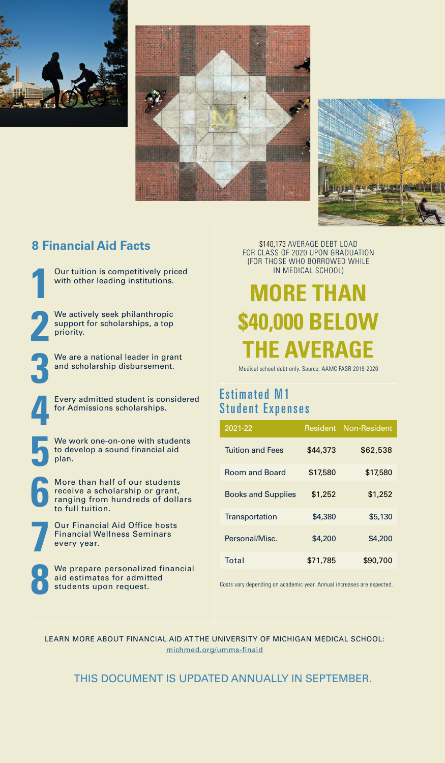## 8 Financial Aid Facts

1. Our tuition is competitively priced with other leading institutions.
2. We actively seek philanthropic support for scholarships, a top priority.
3. We are a national leader in grant and scholarship disbursement.
4. Every admitted student is considered for Admissions scholarships.
5. We work one-on-one with students to develop a sound financial aid plan.
6. More than half of our students receive a scholarship or grant, ranging from hundreds of dollars to full tuition.
7. Our Financial Aid Office hosts Financial Wellness Seminars every year.
8. We prepare personalized financial aid estimates for admitted students upon request.

$140,173 AVERAGE DEBT LOAD FOR CLASS OF 2020 UPON GRADUATION (FOR THOSE WHO BORROWED WHILE IN MEDICAL SCHOOL)

# MORE THAN $40,000 BELOW THE AVERAGE

Medical school debt only. Source: AAMC FASR 2019-2020

## Estimated M1 Student Expenses

| 2021-22 | Resident | Non-Resident |
|---|---|---|
| Tuition and Fees | $44,373 | $62,538 |
| Room and Board | $17,580 | $17,580 |
| Books and Supplies | $1,252 | $1,252 |
| Transportation | $4,380 | $5,130 |
| Personal/Misc. | $4,200 | $4,200 |
| Total | $71,785 | $90,700 |

Costs vary depending on academic year. Annual increases are expected.

LEARN MORE ABOUT FINANCIAL AID AT THE UNIVERSITY OF MICHIGAN MEDICAL SCHOOL: michmed.org/umms-finaid

THIS DOCUMENT IS UPDATED ANNUALLY IN SEPTEMBER.